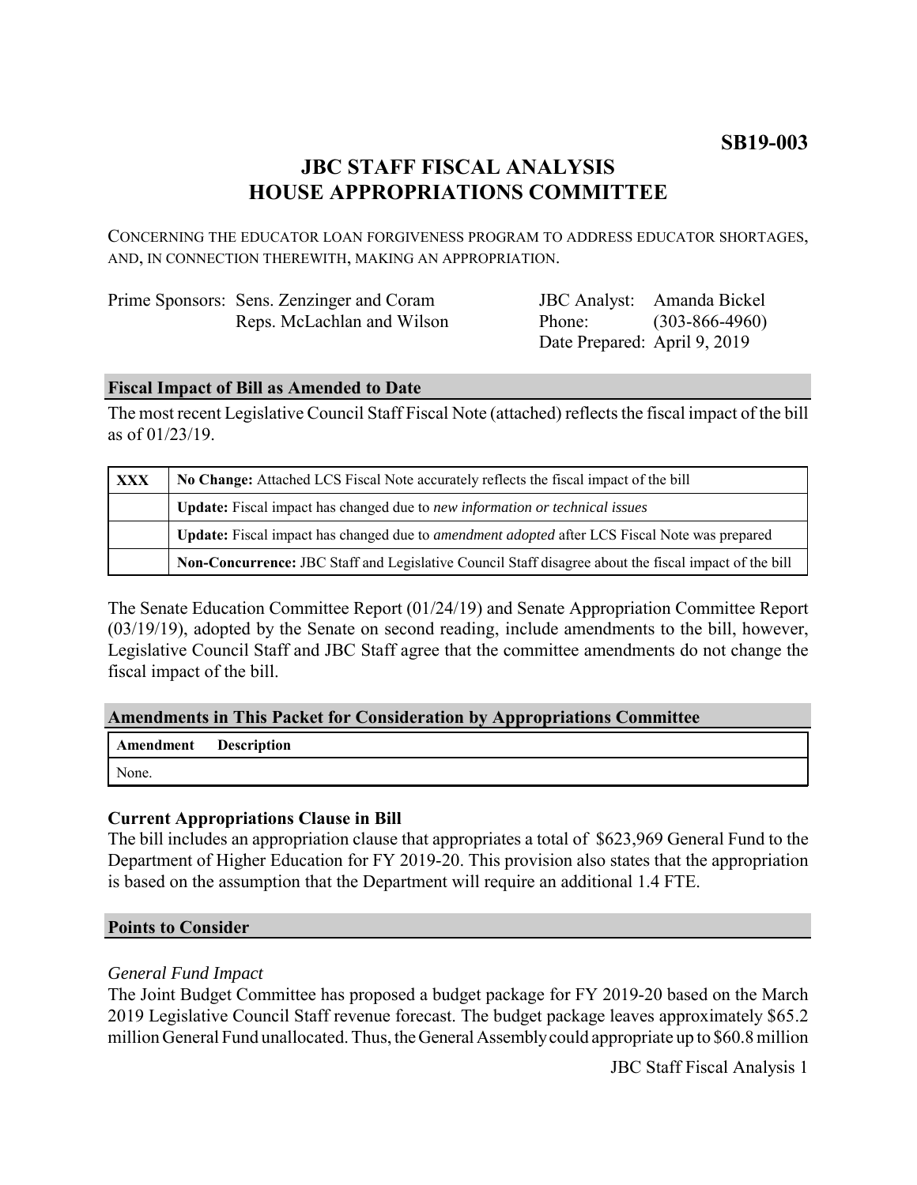**SB19-003**

# JBC STAFF FISCAL ANALYSIS
# HOUSE APPROPRIATIONS COMMITTEE

CONCERNING THE EDUCATOR LOAN FORGIVENESS PROGRAM TO ADDRESS EDUCATOR SHORTAGES, AND, IN CONNECTION THEREWITH, MAKING AN APPROPRIATION.

| | | | |
|---|---|---|---|
| Prime Sponsors: | Sens. Zenzinger and Coram<br>Reps. McLachlan and Wilson | JBC Analyst:<br>Phone:<br>Date Prepared: | Amanda Bickel<br>(303-866-4960)<br>April 9, 2019 |

## Fiscal Impact of Bill as Amended to Date

The most recent Legislative Council Staff Fiscal Note (attached) reflects the fiscal impact of the bill as of 01/23/19.

| | |
|---|---|
| **XXX** | **No Change:** Attached LCS Fiscal Note accurately reflects the fiscal impact of the bill |
| | **Update:** Fiscal impact has changed due to *new information or technical issues* |
| | **Update:** Fiscal impact has changed due to *amendment adopted* after LCS Fiscal Note was prepared |
| | **Non-Concurrence:** JBC Staff and Legislative Council Staff disagree about the fiscal impact of the bill |

The Senate Education Committee Report (01/24/19) and Senate Appropriation Committee Report (03/19/19), adopted by the Senate on second reading, include amendments to the bill, however, Legislative Council Staff and JBC Staff agree that the committee amendments do not change the fiscal impact of the bill.

## Amendments in This Packet for Consideration by Appropriations Committee

| Amendment | Description |
|---|---|
| None. | |

### Current Appropriations Clause in Bill

The bill includes an appropriation clause that appropriates a total of $623,969 General Fund to the Department of Higher Education for FY 2019-20. This provision also states that the appropriation is based on the assumption that the Department will require an additional 1.4 FTE.

## Points to Consider

*General Fund Impact*

The Joint Budget Committee has proposed a budget package for FY 2019-20 based on the March 2019 Legislative Council Staff revenue forecast. The budget package leaves approximately $65.2 million General Fund unallocated. Thus, the General Assembly could appropriate up to $60.8 million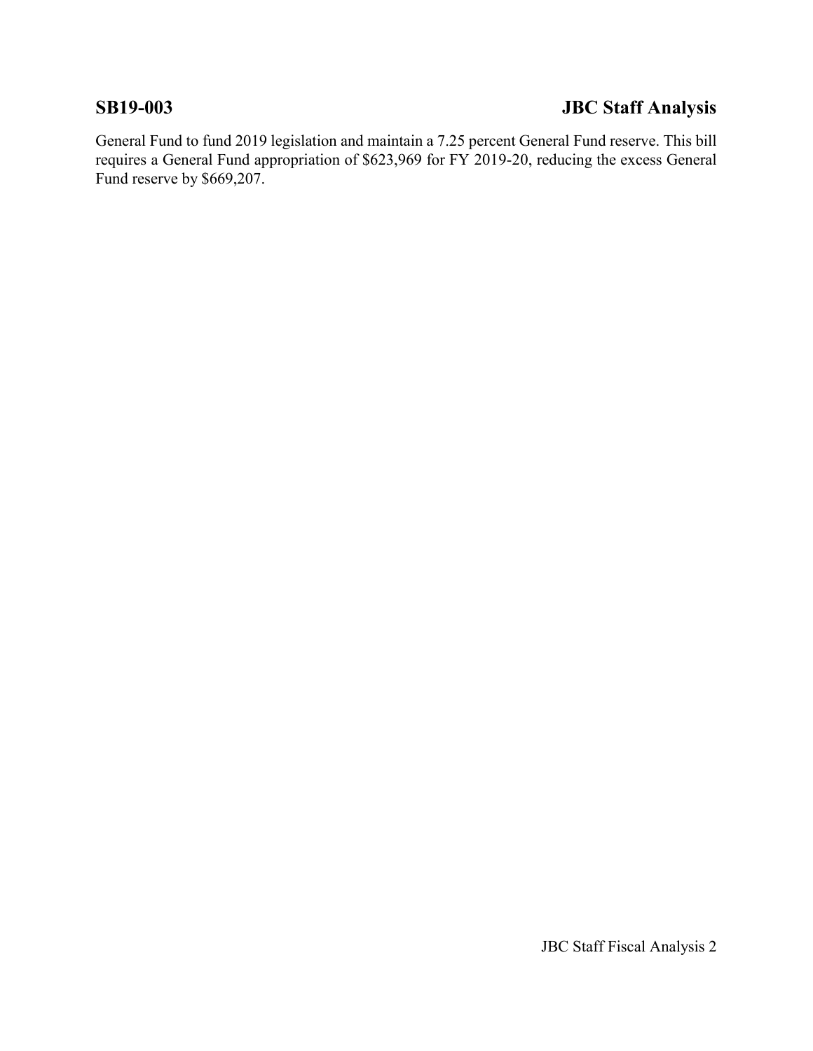General Fund to fund 2019 legislation and maintain a 7.25 percent General Fund reserve. This bill requires a General Fund appropriation of $623,969 for FY 2019-20, reducing the excess General Fund reserve by $669,207.